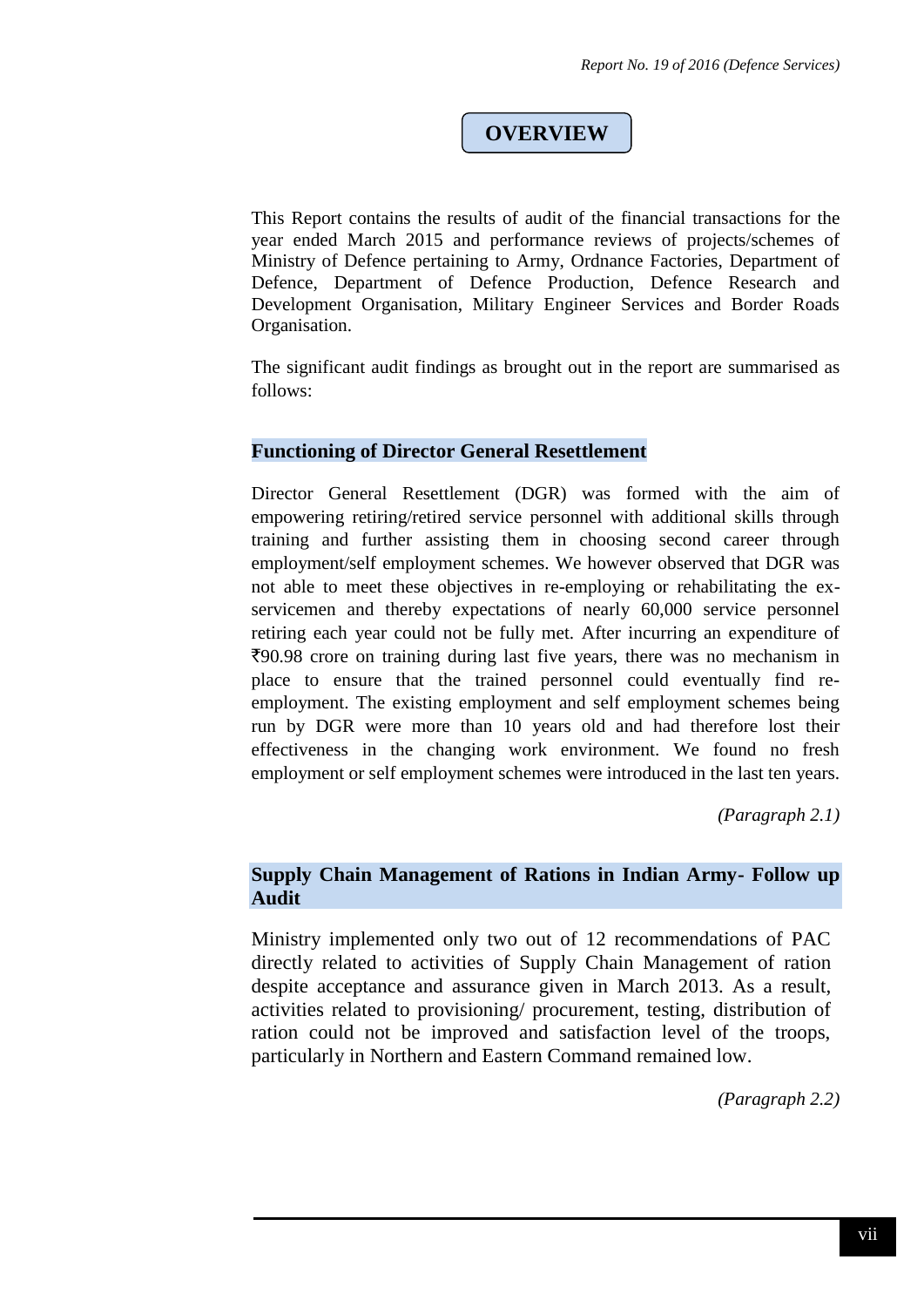# OVERVIEW

This Report contains the results of audit of the financial transactions for the year ended March 2015 and performance reviews of projects/schemes of Ministry of Defence pertaining to Army, Ordnance Factories, Department of Defence, Department of Defence Production, Defence Research and Development Organisation, Military Engineer Services and Border Roads Organisation.

The significant audit findings as brought out in the report are summarised as follows:

## Functioning of Director General Resettlement

Director General Resettlement (DGR) was formed with the aim of empowering retiring/retired service personnel with additional skills through training and further assisting them in choosing second career through employment/self employment schemes. We however observed that DGR was not able to meet these objectives in re-employing or rehabilitating the ex-servicemen and thereby expectations of nearly 60,000 service personnel retiring each year could not be fully met. After incurring an expenditure of ₹90.98 crore on training during last five years, there was no mechanism in place to ensure that the trained personnel could eventually find re-employment. The existing employment and self employment schemes being run by DGR were more than 10 years old and had therefore lost their effectiveness in the changing work environment. We found no fresh employment or self employment schemes were introduced in the last ten years.

*(Paragraph 2.1)*

## Supply Chain Management of Rations in Indian Army- Follow up Audit

Ministry implemented only two out of 12 recommendations of PAC directly related to activities of Supply Chain Management of ration despite acceptance and assurance given in March 2013. As a result, activities related to provisioning/ procurement, testing, distribution of ration could not be improved and satisfaction level of the troops, particularly in Northern and Eastern Command remained low.

*(Paragraph 2.2)*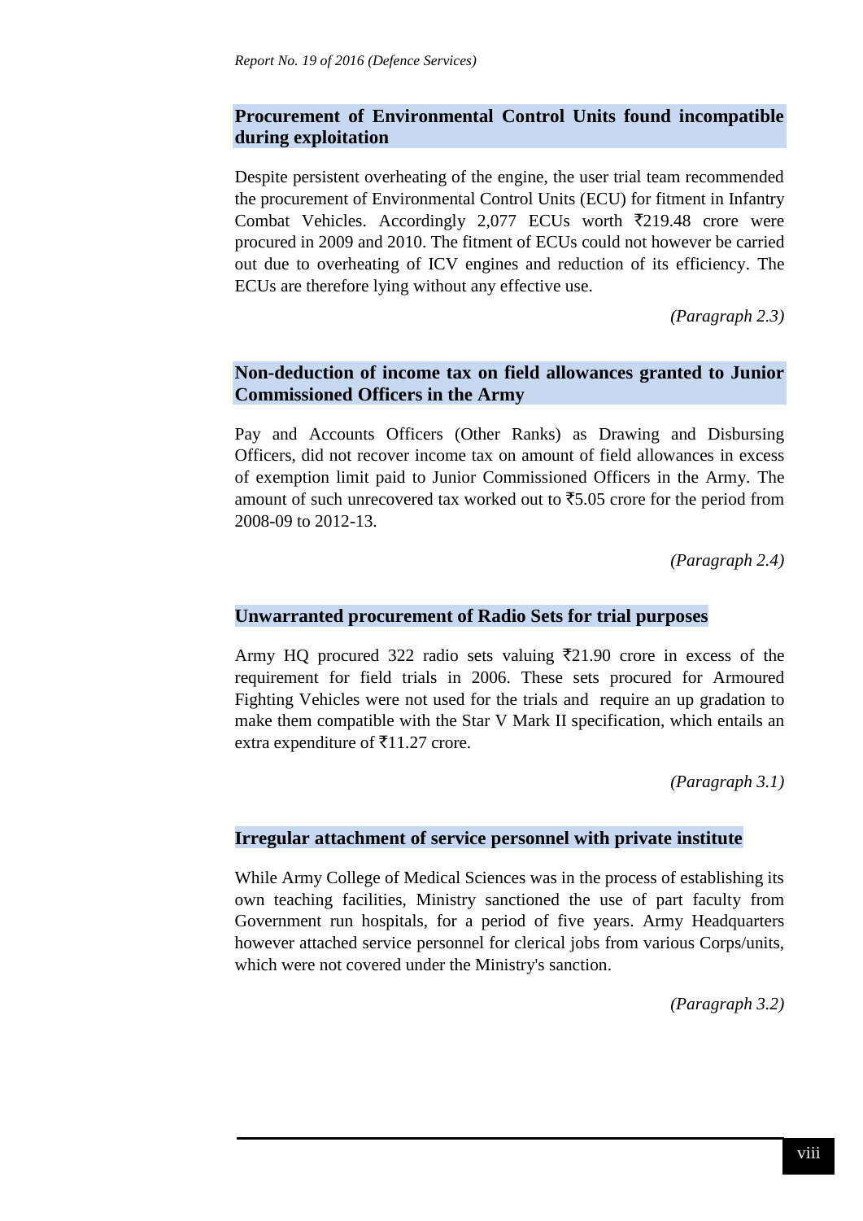### Procurement of Environmental Control Units found incompatible during exploitation

Despite persistent overheating of the engine, the user trial team recommended the procurement of Environmental Control Units (ECU) for fitment in Infantry Combat Vehicles. Accordingly 2,077 ECUs worth ₹219.48 crore were procured in 2009 and 2010. The fitment of ECUs could not however be carried out due to overheating of ICV engines and reduction of its efficiency. The ECUs are therefore lying without any effective use.

*(Paragraph 2.3)*

### Non-deduction of income tax on field allowances granted to Junior Commissioned Officers in the Army

Pay and Accounts Officers (Other Ranks) as Drawing and Disbursing Officers, did not recover income tax on amount of field allowances in excess of exemption limit paid to Junior Commissioned Officers in the Army. The amount of such unrecovered tax worked out to ₹5.05 crore for the period from 2008-09 to 2012-13.

*(Paragraph 2.4)*

### Unwarranted procurement of Radio Sets for trial purposes

Army HQ procured 322 radio sets valuing ₹21.90 crore in excess of the requirement for field trials in 2006. These sets procured for Armoured Fighting Vehicles were not used for the trials and require an up gradation to make them compatible with the Star V Mark II specification, which entails an extra expenditure of ₹11.27 crore.

*(Paragraph 3.1)*

### Irregular attachment of service personnel with private institute

While Army College of Medical Sciences was in the process of establishing its own teaching facilities, Ministry sanctioned the use of part faculty from Government run hospitals, for a period of five years. Army Headquarters however attached service personnel for clerical jobs from various Corps/units, which were not covered under the Ministry's sanction.

*(Paragraph 3.2)*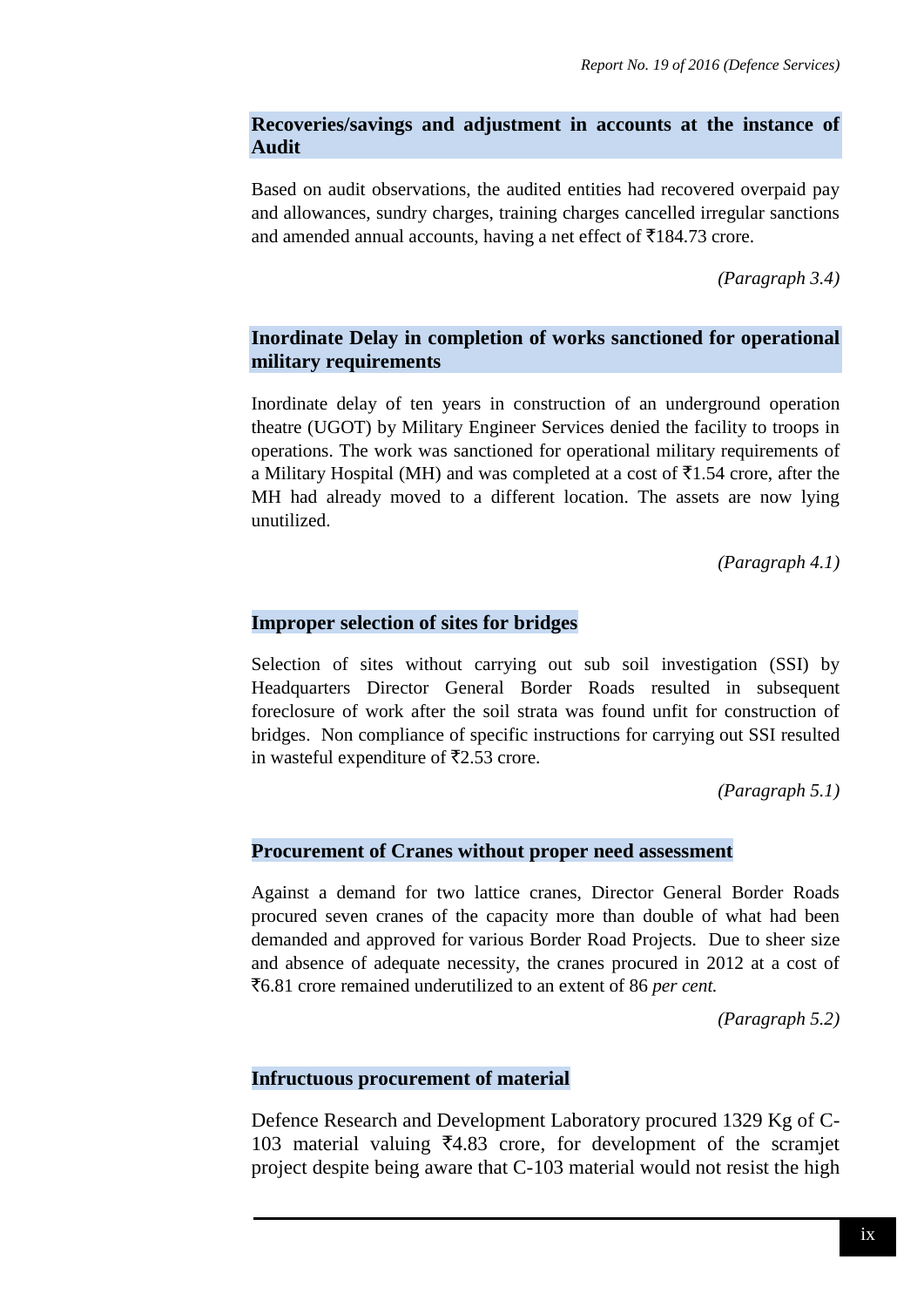### Recoveries/savings and adjustment in accounts at the instance of Audit

Based on audit observations, the audited entities had recovered overpaid pay and allowances, sundry charges, training charges cancelled irregular sanctions and amended annual accounts, having a net effect of ₹184.73 crore.

*(Paragraph 3.4)*

### Inordinate Delay in completion of works sanctioned for operational military requirements

Inordinate delay of ten years in construction of an underground operation theatre (UGOT) by Military Engineer Services denied the facility to troops in operations. The work was sanctioned for operational military requirements of a Military Hospital (MH) and was completed at a cost of ₹1.54 crore, after the MH had already moved to a different location. The assets are now lying unutilized.

*(Paragraph 4.1)*

### Improper selection of sites for bridges

Selection of sites without carrying out sub soil investigation (SSI) by Headquarters Director General Border Roads resulted in subsequent foreclosure of work after the soil strata was found unfit for construction of bridges. Non compliance of specific instructions for carrying out SSI resulted in wasteful expenditure of ₹2.53 crore.

*(Paragraph 5.1)*

### Procurement of Cranes without proper need assessment

Against a demand for two lattice cranes, Director General Border Roads procured seven cranes of the capacity more than double of what had been demanded and approved for various Border Road Projects. Due to sheer size and absence of adequate necessity, the cranes procured in 2012 at a cost of ₹6.81 crore remained underutilized to an extent of 86 *per cent.*

*(Paragraph 5.2)*

### Infructuous procurement of material

Defence Research and Development Laboratory procured 1329 Kg of C-103 material valuing ₹4.83 crore, for development of the scramjet project despite being aware that C-103 material would not resist the high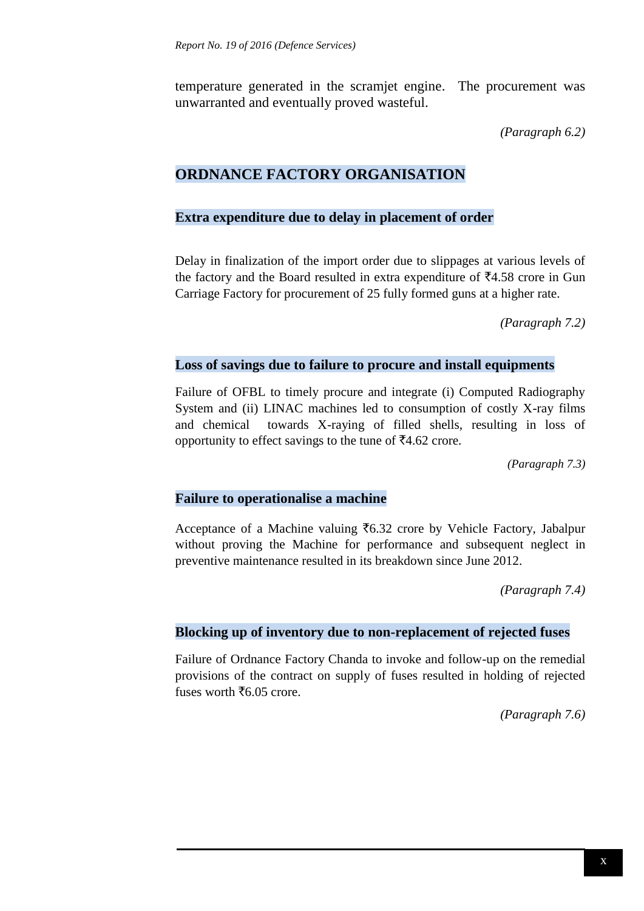temperature generated in the scramjet engine. The procurement was unwarranted and eventually proved wasteful.

*(Paragraph 6.2)*

## ORDNANCE FACTORY ORGANISATION

### Extra expenditure due to delay in placement of order

Delay in finalization of the import order due to slippages at various levels of the factory and the Board resulted in extra expenditure of ₹4.58 crore in Gun Carriage Factory for procurement of 25 fully formed guns at a higher rate.

*(Paragraph 7.2)*

### Loss of savings due to failure to procure and install equipments

Failure of OFBL to timely procure and integrate (i) Computed Radiography System and (ii) LINAC machines led to consumption of costly X-ray films and chemical towards X-raying of filled shells, resulting in loss of opportunity to effect savings to the tune of ₹4.62 crore.

*(Paragraph 7.3)*

### Failure to operationalise a machine

Acceptance of a Machine valuing ₹6.32 crore by Vehicle Factory, Jabalpur without proving the Machine for performance and subsequent neglect in preventive maintenance resulted in its breakdown since June 2012.

*(Paragraph 7.4)*

### Blocking up of inventory due to non-replacement of rejected fuses

Failure of Ordnance Factory Chanda to invoke and follow-up on the remedial provisions of the contract on supply of fuses resulted in holding of rejected fuses worth ₹6.05 crore.

*(Paragraph 7.6)*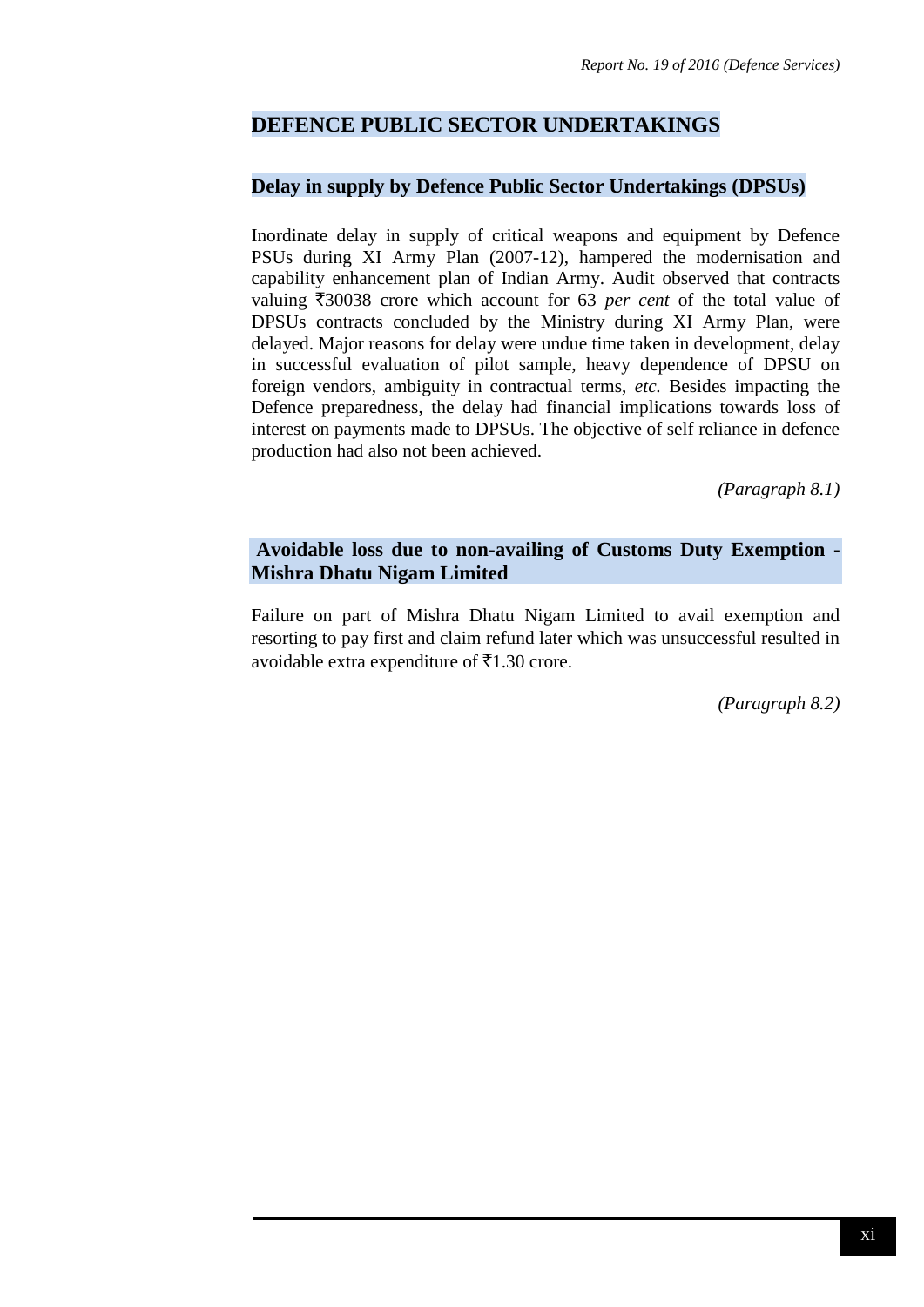## DEFENCE PUBLIC SECTOR UNDERTAKINGS

### Delay in supply by Defence Public Sector Undertakings (DPSUs)

Inordinate delay in supply of critical weapons and equipment by Defence PSUs during XI Army Plan (2007-12), hampered the modernisation and capability enhancement plan of Indian Army. Audit observed that contracts valuing ₹30038 crore which account for 63 *per cent* of the total value of DPSUs contracts concluded by the Ministry during XI Army Plan, were delayed. Major reasons for delay were undue time taken in development, delay in successful evaluation of pilot sample, heavy dependence of DPSU on foreign vendors, ambiguity in contractual terms, *etc.* Besides impacting the Defence preparedness, the delay had financial implications towards loss of interest on payments made to DPSUs. The objective of self reliance in defence production had also not been achieved.

*(Paragraph 8.1)*

### Avoidable loss due to non-availing of Customs Duty Exemption - Mishra Dhatu Nigam Limited

Failure on part of Mishra Dhatu Nigam Limited to avail exemption and resorting to pay first and claim refund later which was unsuccessful resulted in avoidable extra expenditure of ₹1.30 crore.

*(Paragraph 8.2)*